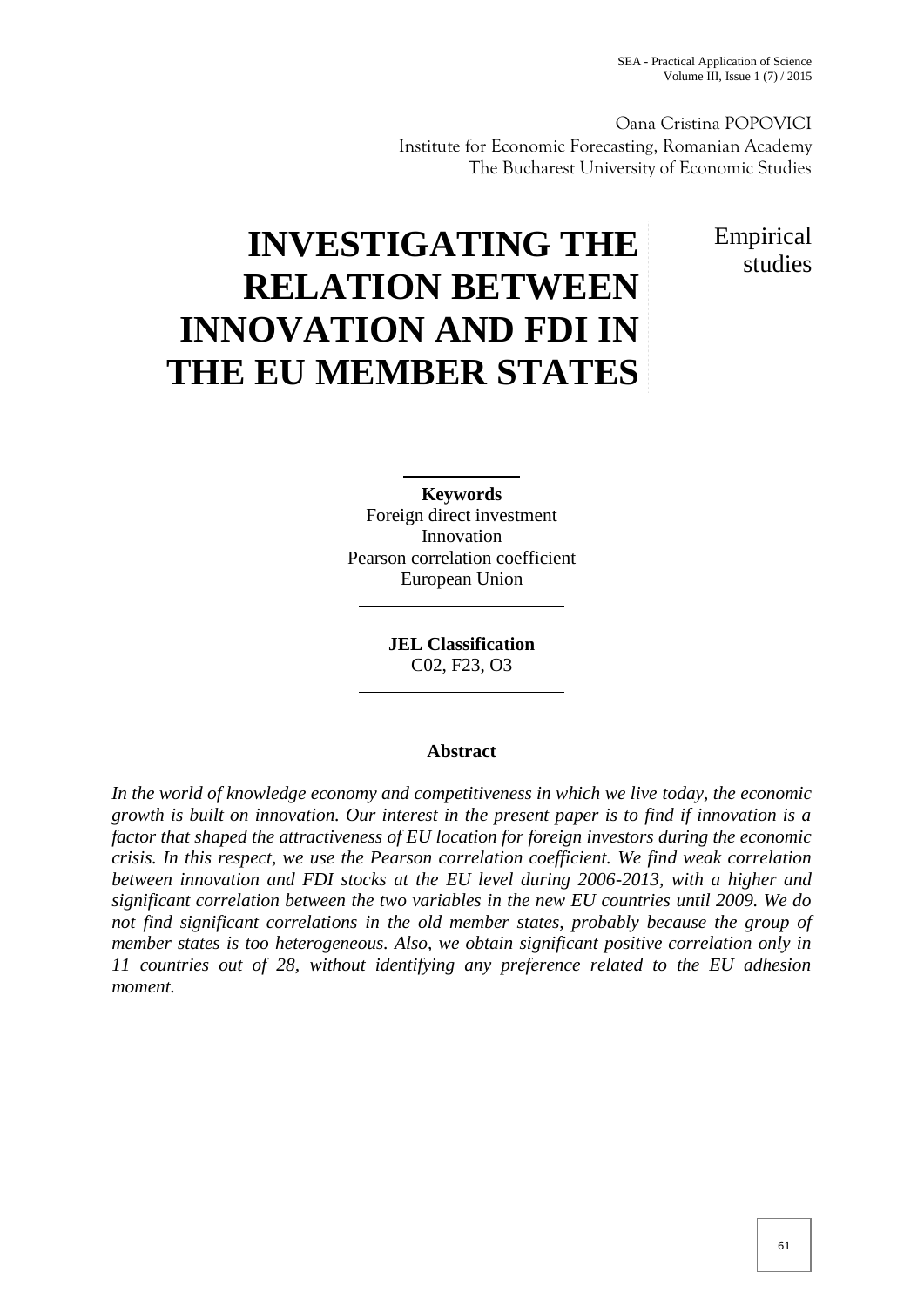Oana Cristina POPOVICI
Institute for Economic Forecasting, Romanian Academy
The Bucharest University of Economic Studies

Empirical studies

# INVESTIGATING THE RELATION BETWEEN INNOVATION AND FDI IN THE EU MEMBER STATES

**Keywords**
Foreign direct investment
Innovation
Pearson correlation coefficient
European Union

**JEL Classification**
C02, F23, O3

**Abstract**

*In the world of knowledge economy and competitiveness in which we live today, the economic growth is built on innovation. Our interest in the present paper is to find if innovation is a factor that shaped the attractiveness of EU location for foreign investors during the economic crisis. In this respect, we use the Pearson correlation coefficient. We find weak correlation between innovation and FDI stocks at the EU level during 2006-2013, with a higher and significant correlation between the two variables in the new EU countries until 2009. We do not find significant correlations in the old member states, probably because the group of member states is too heterogeneous. Also, we obtain significant positive correlation only in 11 countries out of 28, without identifying any preference related to the EU adhesion moment.*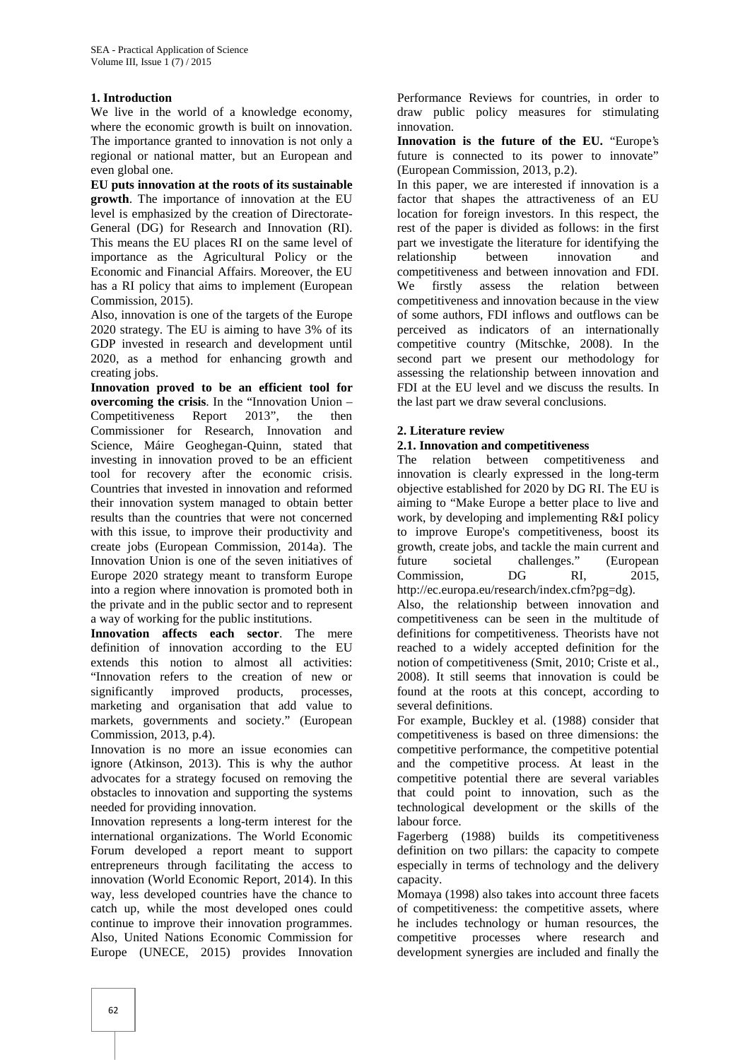## 1. Introduction

We live in the world of a knowledge economy, where the economic growth is built on innovation. The importance granted to innovation is not only a regional or national matter, but an European and even global one.

**EU puts innovation at the roots of its sustainable growth**. The importance of innovation at the EU level is emphasized by the creation of Directorate-General (DG) for Research and Innovation (RI). This means the EU places RI on the same level of importance as the Agricultural Policy or the Economic and Financial Affairs. Moreover, the EU has a RI policy that aims to implement (European Commission, 2015).

Also, innovation is one of the targets of the Europe 2020 strategy. The EU is aiming to have 3% of its GDP invested in research and development until 2020, as a method for enhancing growth and creating jobs.

**Innovation proved to be an efficient tool for overcoming the crisis**. In the "Innovation Union – Competitiveness Report 2013", the then Commissioner for Research, Innovation and Science, Máire Geoghegan-Quinn, stated that investing in innovation proved to be an efficient tool for recovery after the economic crisis. Countries that invested in innovation and reformed their innovation system managed to obtain better results than the countries that were not concerned with this issue, to improve their productivity and create jobs (European Commission, 2014a). The Innovation Union is one of the seven initiatives of Europe 2020 strategy meant to transform Europe into a region where innovation is promoted both in the private and in the public sector and to represent a way of working for the public institutions.

**Innovation affects each sector**. The mere definition of innovation according to the EU extends this notion to almost all activities: "Innovation refers to the creation of new or significantly improved products, processes, marketing and organisation that add value to markets, governments and society." (European Commission, 2013, p.4).

Innovation is no more an issue economies can ignore (Atkinson, 2013). This is why the author advocates for a strategy focused on removing the obstacles to innovation and supporting the systems needed for providing innovation.

Innovation represents a long-term interest for the international organizations. The World Economic Forum developed a report meant to support entrepreneurs through facilitating the access to innovation (World Economic Report, 2014). In this way, less developed countries have the chance to catch up, while the most developed ones could continue to improve their innovation programmes. Also, United Nations Economic Commission for Europe (UNECE, 2015) provides Innovation Performance Reviews for countries, in order to draw public policy measures for stimulating innovation.

**Innovation is the future of the EU.** "Europe's future is connected to its power to innovate" (European Commission, 2013, p.2).

In this paper, we are interested if innovation is a factor that shapes the attractiveness of an EU location for foreign investors. In this respect, the rest of the paper is divided as follows: in the first part we investigate the literature for identifying the relationship between innovation and competitiveness and between innovation and FDI. We firstly assess the relation between competitiveness and innovation because in the view of some authors, FDI inflows and outflows can be perceived as indicators of an internationally competitive country (Mitschke, 2008). In the second part we present our methodology for assessing the relationship between innovation and FDI at the EU level and we discuss the results. In the last part we draw several conclusions.

## 2. Literature review

### 2.1. Innovation and competitiveness

The relation between competitiveness and innovation is clearly expressed in the long-term objective established for 2020 by DG RI. The EU is aiming to "Make Europe a better place to live and work, by developing and implementing R&I policy to improve Europe's competitiveness, boost its growth, create jobs, and tackle the main current and future societal challenges." (European Commission, DG RI, 2015, http://ec.europa.eu/research/index.cfm?pg=dg).

Also, the relationship between innovation and competitiveness can be seen in the multitude of definitions for competitiveness. Theorists have not reached to a widely accepted definition for the notion of competitiveness (Smit, 2010; Criste et al., 2008). It still seems that innovation is could be found at the roots at this concept, according to several definitions.

For example, Buckley et al. (1988) consider that competitiveness is based on three dimensions: the competitive performance, the competitive potential and the competitive process. At least in the competitive potential there are several variables that could point to innovation, such as the technological development or the skills of the labour force.

Fagerberg (1988) builds its competitiveness definition on two pillars: the capacity to compete especially in terms of technology and the delivery capacity.

Momaya (1998) also takes into account three facets of competitiveness: the competitive assets, where he includes technology or human resources, the competitive processes where research and development synergies are included and finally the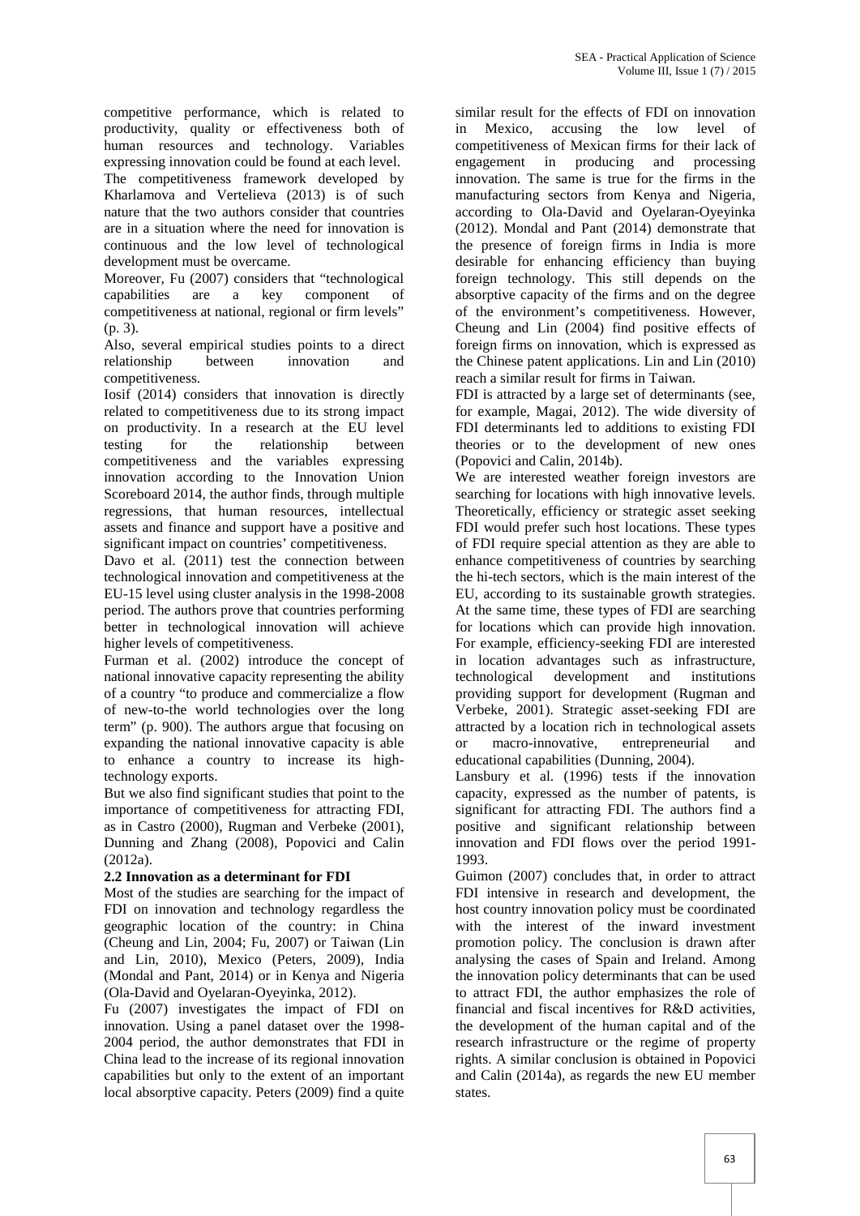competitive performance, which is related to productivity, quality or effectiveness both of human resources and technology. Variables expressing innovation could be found at each level.

The competitiveness framework developed by Kharlamova and Vertelieva (2013) is of such nature that the two authors consider that countries are in a situation where the need for innovation is continuous and the low level of technological development must be overcame.

Moreover, Fu (2007) considers that "technological capabilities are a key component of competitiveness at national, regional or firm levels" (p. 3).

Also, several empirical studies points to a direct relationship between innovation and competitiveness.

Iosif (2014) considers that innovation is directly related to competitiveness due to its strong impact on productivity. In a research at the EU level testing for the relationship between competitiveness and the variables expressing innovation according to the Innovation Union Scoreboard 2014, the author finds, through multiple regressions, that human resources, intellectual assets and finance and support have a positive and significant impact on countries' competitiveness.

Davo et al. (2011) test the connection between technological innovation and competitiveness at the EU-15 level using cluster analysis in the 1998-2008 period. The authors prove that countries performing better in technological innovation will achieve higher levels of competitiveness.

Furman et al. (2002) introduce the concept of national innovative capacity representing the ability of a country "to produce and commercialize a flow of new-to-the world technologies over the long term" (p. 900). The authors argue that focusing on expanding the national innovative capacity is able to enhance a country to increase its high-technology exports.

But we also find significant studies that point to the importance of competitiveness for attracting FDI, as in Castro (2000), Rugman and Verbeke (2001), Dunning and Zhang (2008), Popovici and Calin (2012a).

**2.2 Innovation as a determinant for FDI**

Most of the studies are searching for the impact of FDI on innovation and technology regardless the geographic location of the country: in China (Cheung and Lin, 2004; Fu, 2007) or Taiwan (Lin and Lin, 2010), Mexico (Peters, 2009), India (Mondal and Pant, 2014) or in Kenya and Nigeria (Ola-David and Oyelaran-Oyeyinka, 2012).

Fu (2007) investigates the impact of FDI on innovation. Using a panel dataset over the 1998-2004 period, the author demonstrates that FDI in China lead to the increase of its regional innovation capabilities but only to the extent of an important local absorptive capacity. Peters (2009) find a quite similar result for the effects of FDI on innovation in Mexico, accusing the low level of competitiveness of Mexican firms for their lack of engagement in producing and processing innovation. The same is true for the firms in the manufacturing sectors from Kenya and Nigeria, according to Ola-David and Oyelaran-Oyeyinka (2012). Mondal and Pant (2014) demonstrate that the presence of foreign firms in India is more desirable for enhancing efficiency than buying foreign technology. This still depends on the absorptive capacity of the firms and on the degree of the environment's competitiveness. However, Cheung and Lin (2004) find positive effects of foreign firms on innovation, which is expressed as the Chinese patent applications. Lin and Lin (2010) reach a similar result for firms in Taiwan.

FDI is attracted by a large set of determinants (see, for example, Magai, 2012). The wide diversity of FDI determinants led to additions to existing FDI theories or to the development of new ones (Popovici and Calin, 2014b).

We are interested weather foreign investors are searching for locations with high innovative levels. Theoretically, efficiency or strategic asset seeking FDI would prefer such host locations. These types of FDI require special attention as they are able to enhance competitiveness of countries by searching the hi-tech sectors, which is the main interest of the EU, according to its sustainable growth strategies. At the same time, these types of FDI are searching for locations which can provide high innovation. For example, efficiency-seeking FDI are interested in location advantages such as infrastructure, technological development and institutions providing support for development (Rugman and Verbeke, 2001). Strategic asset-seeking FDI are attracted by a location rich in technological assets or macro-innovative, entrepreneurial and educational capabilities (Dunning, 2004).

Lansbury et al. (1996) tests if the innovation capacity, expressed as the number of patents, is significant for attracting FDI. The authors find a positive and significant relationship between innovation and FDI flows over the period 1991-1993.

Guimon (2007) concludes that, in order to attract FDI intensive in research and development, the host country innovation policy must be coordinated with the interest of the inward investment promotion policy. The conclusion is drawn after analysing the cases of Spain and Ireland. Among the innovation policy determinants that can be used to attract FDI, the author emphasizes the role of financial and fiscal incentives for R&D activities, the development of the human capital and of the research infrastructure or the regime of property rights. A similar conclusion is obtained in Popovici and Calin (2014a), as regards the new EU member states.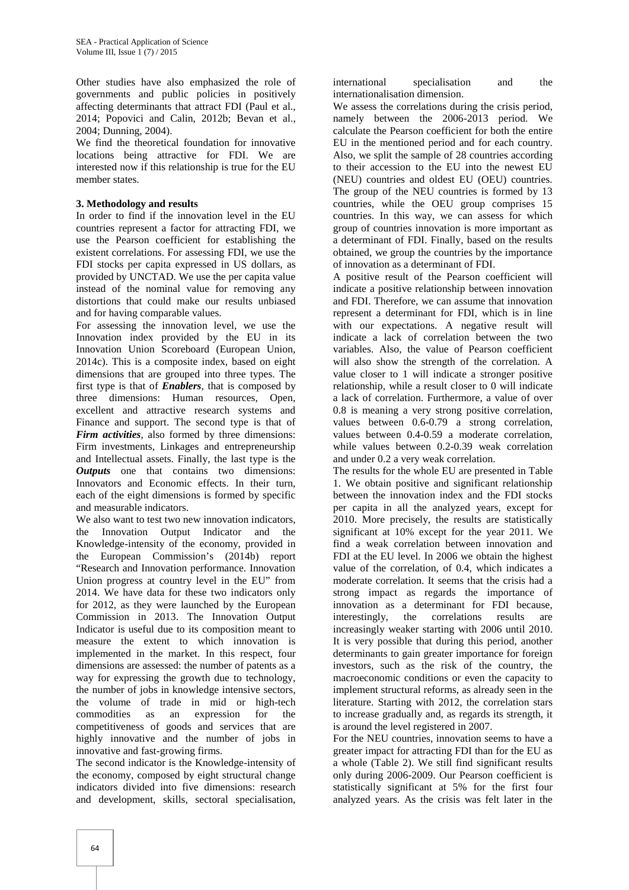Other studies have also emphasized the role of governments and public policies in positively affecting determinants that attract FDI (Paul et al., 2014; Popovici and Calin, 2012b; Bevan et al., 2004; Dunning, 2004).

We find the theoretical foundation for innovative locations being attractive for FDI. We are interested now if this relationship is true for the EU member states.

### 3. Methodology and results

In order to find if the innovation level in the EU countries represent a factor for attracting FDI, we use the Pearson coefficient for establishing the existent correlations. For assessing FDI, we use the FDI stocks per capita expressed in US dollars, as provided by UNCTAD. We use the per capita value instead of the nominal value for removing any distortions that could make our results unbiased and for having comparable values.

For assessing the innovation level, we use the Innovation index provided by the EU in its Innovation Union Scoreboard (European Union, 2014c). This is a composite index, based on eight dimensions that are grouped into three types. The first type is that of ***Enablers***, that is composed by three dimensions: Human resources, Open, excellent and attractive research systems and Finance and support. The second type is that of ***Firm activities***, also formed by three dimensions: Firm investments, Linkages and entrepreneurship and Intellectual assets. Finally, the last type is the ***Outputs*** one that contains two dimensions: Innovators and Economic effects. In their turn, each of the eight dimensions is formed by specific and measurable indicators.

We also want to test two new innovation indicators, the Innovation Output Indicator and the Knowledge-intensity of the economy, provided in the European Commission's (2014b) report "Research and Innovation performance. Innovation Union progress at country level in the EU" from 2014. We have data for these two indicators only for 2012, as they were launched by the European Commission in 2013. The Innovation Output Indicator is useful due to its composition meant to measure the extent to which innovation is implemented in the market. In this respect, four dimensions are assessed: the number of patents as a way for expressing the growth due to technology, the number of jobs in knowledge intensive sectors, the volume of trade in mid or high-tech commodities as an expression for the competitiveness of goods and services that are highly innovative and the number of jobs in innovative and fast-growing firms.

The second indicator is the Knowledge-intensity of the economy, composed by eight structural change indicators divided into five dimensions: research and development, skills, sectoral specialisation, international specialisation and the internationalisation dimension.

We assess the correlations during the crisis period, namely between the 2006-2013 period. We calculate the Pearson coefficient for both the entire EU in the mentioned period and for each country. Also, we split the sample of 28 countries according to their accession to the EU into the newest EU (NEU) countries and oldest EU (OEU) countries. The group of the NEU countries is formed by 13 countries, while the OEU group comprises 15 countries. In this way, we can assess for which group of countries innovation is more important as a determinant of FDI. Finally, based on the results obtained, we group the countries by the importance of innovation as a determinant of FDI.

A positive result of the Pearson coefficient will indicate a positive relationship between innovation and FDI. Therefore, we can assume that innovation represent a determinant for FDI, which is in line with our expectations. A negative result will indicate a lack of correlation between the two variables. Also, the value of Pearson coefficient will also show the strength of the correlation. A value closer to 1 will indicate a stronger positive relationship, while a result closer to 0 will indicate a lack of correlation. Furthermore, a value of over 0.8 is meaning a very strong positive correlation, values between 0.6-0.79 a strong correlation, values between 0.4-0.59 a moderate correlation, while values between 0.2-0.39 weak correlation and under 0.2 a very weak correlation.

The results for the whole EU are presented in Table 1. We obtain positive and significant relationship between the innovation index and the FDI stocks per capita in all the analyzed years, except for 2010. More precisely, the results are statistically significant at 10% except for the year 2011. We find a weak correlation between innovation and FDI at the EU level. In 2006 we obtain the highest value of the correlation, of 0.4, which indicates a moderate correlation. It seems that the crisis had a strong impact as regards the importance of innovation as a determinant for FDI because, interestingly, the correlations results are increasingly weaker starting with 2006 until 2010. It is very possible that during this period, another determinants to gain greater importance for foreign investors, such as the risk of the country, the macroeconomic conditions or even the capacity to implement structural reforms, as already seen in the literature. Starting with 2012, the correlation stars to increase gradually and, as regards its strength, it is around the level registered in 2007.

For the NEU countries, innovation seems to have a greater impact for attracting FDI than for the EU as a whole (Table 2). We still find significant results only during 2006-2009. Our Pearson coefficient is statistically significant at 5% for the first four analyzed years. As the crisis was felt later in the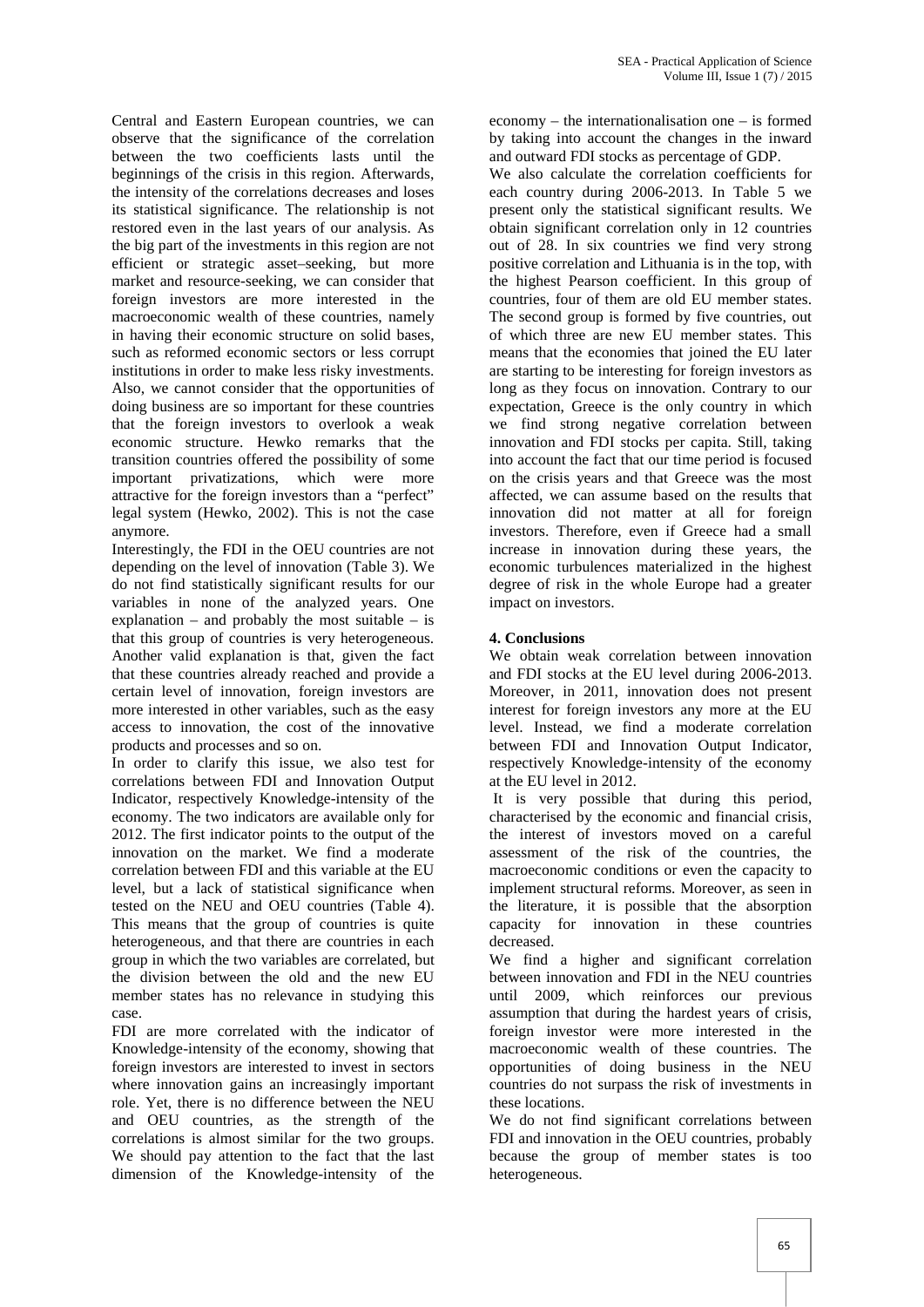Central and Eastern European countries, we can observe that the significance of the correlation between the two coefficients lasts until the beginnings of the crisis in this region. Afterwards, the intensity of the correlations decreases and loses its statistical significance. The relationship is not restored even in the last years of our analysis. As the big part of the investments in this region are not efficient or strategic asset–seeking, but more market and resource-seeking, we can consider that foreign investors are more interested in the macroeconomic wealth of these countries, namely in having their economic structure on solid bases, such as reformed economic sectors or less corrupt institutions in order to make less risky investments. Also, we cannot consider that the opportunities of doing business are so important for these countries that the foreign investors to overlook a weak economic structure. Hewko remarks that the transition countries offered the possibility of some important privatizations, which were more attractive for the foreign investors than a "perfect" legal system (Hewko, 2002). This is not the case anymore.

Interestingly, the FDI in the OEU countries are not depending on the level of innovation (Table 3). We do not find statistically significant results for our variables in none of the analyzed years. One explanation – and probably the most suitable – is that this group of countries is very heterogeneous. Another valid explanation is that, given the fact that these countries already reached and provide a certain level of innovation, foreign investors are more interested in other variables, such as the easy access to innovation, the cost of the innovative products and processes and so on.

In order to clarify this issue, we also test for correlations between FDI and Innovation Output Indicator, respectively Knowledge-intensity of the economy. The two indicators are available only for 2012. The first indicator points to the output of the innovation on the market. We find a moderate correlation between FDI and this variable at the EU level, but a lack of statistical significance when tested on the NEU and OEU countries (Table 4). This means that the group of countries is quite heterogeneous, and that there are countries in each group in which the two variables are correlated, but the division between the old and the new EU member states has no relevance in studying this case.

FDI are more correlated with the indicator of Knowledge-intensity of the economy, showing that foreign investors are interested to invest in sectors where innovation gains an increasingly important role. Yet, there is no difference between the NEU and OEU countries, as the strength of the correlations is almost similar for the two groups. We should pay attention to the fact that the last dimension of the Knowledge-intensity of the economy – the internationalisation one – is formed by taking into account the changes in the inward and outward FDI stocks as percentage of GDP.

We also calculate the correlation coefficients for each country during 2006-2013. In Table 5 we present only the statistical significant results. We obtain significant correlation only in 12 countries out of 28. In six countries we find very strong positive correlation and Lithuania is in the top, with the highest Pearson coefficient. In this group of countries, four of them are old EU member states. The second group is formed by five countries, out of which three are new EU member states. This means that the economies that joined the EU later are starting to be interesting for foreign investors as long as they focus on innovation. Contrary to our expectation, Greece is the only country in which we find strong negative correlation between innovation and FDI stocks per capita. Still, taking into account the fact that our time period is focused on the crisis years and that Greece was the most affected, we can assume based on the results that innovation did not matter at all for foreign investors. Therefore, even if Greece had a small increase in innovation during these years, the economic turbulences materialized in the highest degree of risk in the whole Europe had a greater impact on investors.

## 4. Conclusions

We obtain weak correlation between innovation and FDI stocks at the EU level during 2006-2013. Moreover, in 2011, innovation does not present interest for foreign investors any more at the EU level. Instead, we find a moderate correlation between FDI and Innovation Output Indicator, respectively Knowledge-intensity of the economy at the EU level in 2012.

It is very possible that during this period, characterised by the economic and financial crisis, the interest of investors moved on a careful assessment of the risk of the countries, the macroeconomic conditions or even the capacity to implement structural reforms. Moreover, as seen in the literature, it is possible that the absorption capacity for innovation in these countries decreased.

We find a higher and significant correlation between innovation and FDI in the NEU countries until 2009, which reinforces our previous assumption that during the hardest years of crisis, foreign investor were more interested in the macroeconomic wealth of these countries. The opportunities of doing business in the NEU countries do not surpass the risk of investments in these locations.

We do not find significant correlations between FDI and innovation in the OEU countries, probably because the group of member states is too heterogeneous.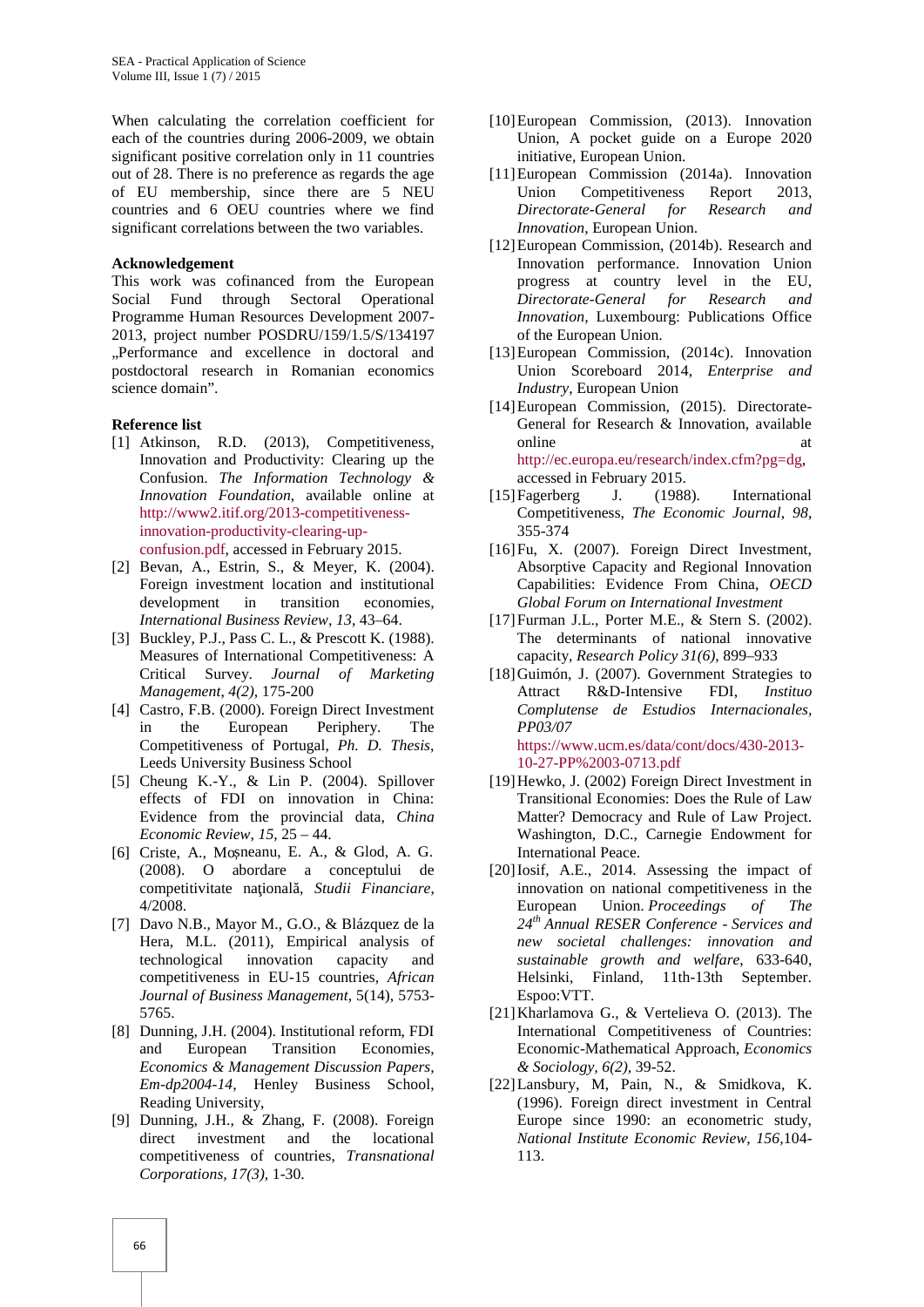When calculating the correlation coefficient for each of the countries during 2006-2009, we obtain significant positive correlation only in 11 countries out of 28. There is no preference as regards the age of EU membership, since there are 5 NEU countries and 6 OEU countries where we find significant correlations between the two variables.

## Acknowledgement

This work was cofinanced from the European Social Fund through Sectoral Operational Programme Human Resources Development 2007-2013, project number POSDRU/159/1.5/S/134197 „Performance and excellence in doctoral and postdoctoral research in Romanian economics science domain".

## Reference list

[1] Atkinson, R.D. (2013), Competitiveness, Innovation and Productivity: Clearing up the Confusion. *The Information Technology & Innovation Foundation*, available online at http://www2.itif.org/2013-competitiveness-innovation-productivity-clearing-up-confusion.pdf, accessed in February 2015.

[2] Bevan, A., Estrin, S., & Meyer, K. (2004). Foreign investment location and institutional development in transition economies, *International Business Review*, *13*, 43–64.

[3] Buckley, P.J., Pass C. L., & Prescott K. (1988). Measures of International Competitiveness: A Critical Survey. *Journal of Marketing Management*, *4(2)*, 175-200

[4] Castro, F.B. (2000). Foreign Direct Investment in the European Periphery. The Competitiveness of Portugal, *Ph. D. Thesis*, Leeds University Business School

[5] Cheung K.-Y., & Lin P. (2004). Spillover effects of FDI on innovation in China: Evidence from the provincial data, *China Economic Review*, *15*, 25 – 44.

[6] Criste, A., Moşneanu, E. A., & Glod, A. G. (2008). O abordare a conceptului de competitivitate naţională, *Studii Financiare*, 4/2008.

[7] Davo N.B., Mayor M., G.O., & Blázquez de la Hera, M.L. (2011), Empirical analysis of technological innovation capacity and competitiveness in EU-15 countries, *African Journal of Business Management*, 5(14), 5753-5765.

[8] Dunning, J.H. (2004). Institutional reform, FDI and European Transition Economies, *Economics & Management Discussion Papers*, *Em-dp2004-14*, Henley Business School, Reading University,

[9] Dunning, J.H., & Zhang, F. (2008). Foreign direct investment and the locational competitiveness of countries, *Transnational Corporations, 17(3)*, 1-30.

[10] European Commission, (2013). Innovation Union, A pocket guide on a Europe 2020 initiative, European Union.

[11] European Commission (2014a). Innovation Union Competitiveness Report 2013, *Directorate-General for Research and Innovation*, European Union.

[12] European Commission, (2014b). Research and Innovation performance. Innovation Union progress at country level in the EU, *Directorate-General for Research and Innovation*, Luxembourg: Publications Office of the European Union.

[13] European Commission, (2014c). Innovation Union Scoreboard 2014, *Enterprise and Industry*, European Union

[14] European Commission, (2015). Directorate-General for Research & Innovation, available online at http://ec.europa.eu/research/index.cfm?pg=dg, accessed in February 2015.

[15] Fagerberg J. (1988). International Competitiveness, *The Economic Journal, 98*, 355-374

[16] Fu, X. (2007). Foreign Direct Investment, Absorptive Capacity and Regional Innovation Capabilities: Evidence From China, *OECD Global Forum on International Investment*

[17] Furman J.L., Porter M.E., & Stern S. (2002). The determinants of national innovative capacity, *Research Policy 31(6)*, 899–933

[18] Guimón, J. (2007). Government Strategies to Attract R&D-Intensive FDI, *Instituo Complutense de Estudios Internacionales, PP03/07* https://www.ucm.es/data/cont/docs/430-2013-10-27-PP%2003-0713.pdf

[19] Hewko, J. (2002) Foreign Direct Investment in Transitional Economies: Does the Rule of Law Matter? Democracy and Rule of Law Project. Washington, D.C., Carnegie Endowment for International Peace.

[20] Iosif, A.E., 2014. Assessing the impact of innovation on national competitiveness in the European Union. *Proceedings of The 24th Annual RESER Conference - Services and new societal challenges: innovation and sustainable growth and welfare*, 633-640, Helsinki, Finland, 11th-13th September. Espoo:VTT.

[21] Kharlamova G., & Vertelieva O. (2013). The International Competitiveness of Countries: Economic-Mathematical Approach, *Economics & Sociology, 6(2)*, 39-52.

[22] Lansbury, M, Pain, N., & Smidkova, K. (1996). Foreign direct investment in Central Europe since 1990: an econometric study, *National Institute Economic Review, 156*,104-113.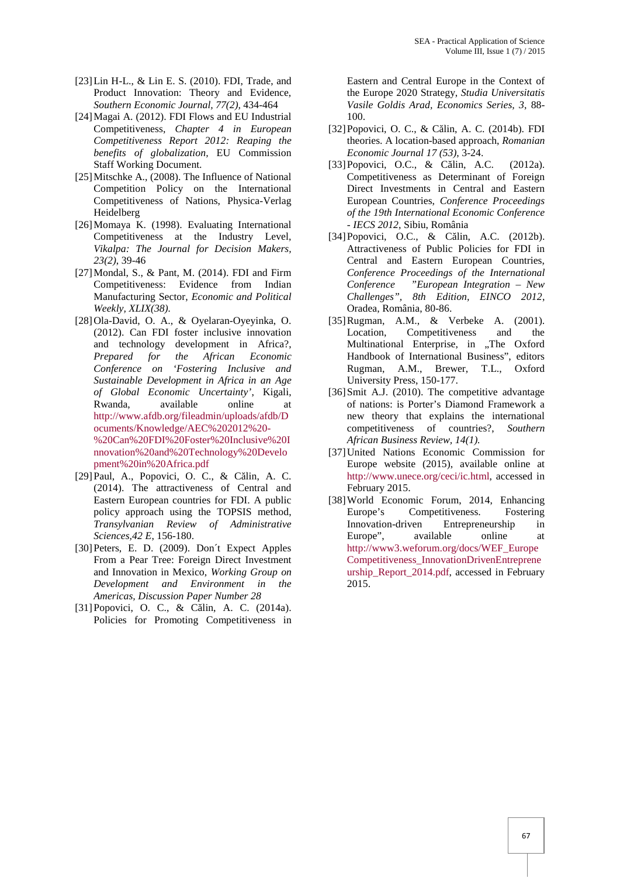[23] Lin H-L., & Lin E. S. (2010). FDI, Trade, and Product Innovation: Theory and Evidence, *Southern Economic Journal, 77(2),* 434-464

[24] Magai A. (2012). FDI Flows and EU Industrial Competitiveness, *Chapter 4 in European Competitiveness Report 2012: Reaping the benefits of globalization*, EU Commission Staff Working Document.

[25] Mitschke A., (2008). The Influence of National Competition Policy on the International Competitiveness of Nations, Physica-Verlag Heidelberg

[26] Momaya K. (1998). Evaluating International Competitiveness at the Industry Level, *Vikalpa: The Journal for Decision Makers, 23(2)*, 39-46

[27] Mondal, S., & Pant, M. (2014). FDI and Firm Competitiveness: Evidence from Indian Manufacturing Sector, *Economic and Political Weekly, XLIX(38).*

[28] Ola-David, O. A., & Oyelaran-Oyeyinka, O. (2012). Can FDI foster inclusive innovation and technology development in Africa?, *Prepared for the African Economic Conference on 'Fostering Inclusive and Sustainable Development in Africa in an Age of Global Economic Uncertainty'*, Kigali, Rwanda, available online at http://www.afdb.org/fileadmin/uploads/afdb/Documents/Knowledge/AEC%202012%20-%20Can%20FDI%20Foster%20Inclusive%20Innovation%20and%20Technology%20Development%20in%20Africa.pdf

[29] Paul, A., Popovici, O. C., & Călin, A. C. (2014). The attractiveness of Central and Eastern European countries for FDI. A public policy approach using the TOPSIS method, *Transylvanian Review of Administrative Sciences,42 E*, 156-180.

[30] Peters, E. D. (2009). Don´t Expect Apples From a Pear Tree: Foreign Direct Investment and Innovation in Mexico, *Working Group on Development and Environment in the Americas, Discussion Paper Number 28*

[31] Popovici, O. C., & Călin, A. C. (2014a). Policies for Promoting Competitiveness in Eastern and Central Europe in the Context of the Europe 2020 Strategy, *Studia Universitatis Vasile Goldis Arad, Economics Series, 3*, 88-100.

[32] Popovici, O. C., & Călin, A. C. (2014b). FDI theories. A location-based approach, *Romanian Economic Journal 17 (53)*, 3-24.

[33] Popovici, O.C., & Călin, A.C. (2012a). Competitiveness as Determinant of Foreign Direct Investments in Central and Eastern European Countries, *Conference Proceedings of the 19th International Economic Conference - IECS 2012*, Sibiu, România

[34] Popovici, O.C., & Călin, A.C. (2012b). Attractiveness of Public Policies for FDI in Central and Eastern European Countries, *Conference Proceedings of the International Conference "European Integration – New Challenges", 8th Edition, EINCO 2012*, Oradea, România, 80-86.

[35] Rugman, A.M., & Verbeke A. (2001). Location, Competitiveness and the Multinational Enterprise, in „The Oxford Handbook of International Business", editors Rugman, A.M., Brewer, T.L., Oxford University Press, 150-177.

[36] Smit A.J. (2010). The competitive advantage of nations: is Porter's Diamond Framework a new theory that explains the international competitiveness of countries?, *Southern African Business Review, 14(1).*

[37] United Nations Economic Commission for Europe website (2015), available online at http://www.unece.org/ceci/ic.html, accessed in February 2015.

[38] World Economic Forum, 2014, Enhancing Europe's Competitiveness. Fostering Innovation-driven Entrepreneurship in Europe", available online at http://www3.weforum.org/docs/WEF_EuropeCompetitiveness_InnovationDrivenEntrepreneurship_Report_2014.pdf, accessed in February 2015.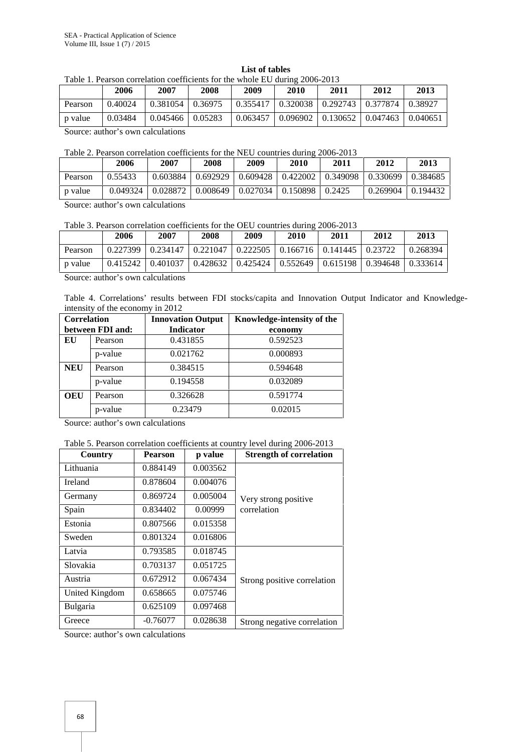**List of tables**

Table 1. Pearson correlation coefficients for the whole EU during 2006-2013

| | 2006 | 2007 | 2008 | 2009 | 2010 | 2011 | 2012 | 2013 |
|---|---|---|---|---|---|---|---|---|
| Pearson | 0.40024 | 0.381054 | 0.36975 | 0.355417 | 0.320038 | 0.292743 | 0.377874 | 0.38927 |
| p value | 0.03484 | 0.045466 | 0.05283 | 0.063457 | 0.096902 | 0.130652 | 0.047463 | 0.040651 |

Source: author's own calculations

Table 2. Pearson correlation coefficients for the NEU countries during 2006-2013

| | 2006 | 2007 | 2008 | 2009 | 2010 | 2011 | 2012 | 2013 |
|---|---|---|---|---|---|---|---|---|
| Pearson | 0.55433 | 0.603884 | 0.692929 | 0.609428 | 0.422002 | 0.349098 | 0.330699 | 0.384685 |
| p value | 0.049324 | 0.028872 | 0.008649 | 0.027034 | 0.150898 | 0.2425 | 0.269904 | 0.194432 |

Source: author's own calculations

Table 3. Pearson correlation coefficients for the OEU countries during 2006-2013

| | 2006 | 2007 | 2008 | 2009 | 2010 | 2011 | 2012 | 2013 |
|---|---|---|---|---|---|---|---|---|
| Pearson | 0.227399 | 0.234147 | 0.221047 | 0.222505 | 0.166716 | 0.141445 | 0.23722 | 0.268394 |
| p value | 0.415242 | 0.401037 | 0.428632 | 0.425424 | 0.552649 | 0.615198 | 0.394648 | 0.333614 |

Source: author's own calculations

Table 4. Correlations' results between FDI stocks/capita and Innovation Output Indicator and Knowledge-intensity of the economy in 2012

| Correlation between FDI and: | | Innovation Output Indicator | Knowledge-intensity of the economy |
|---|---|---|---|
| EU | Pearson | 0.431855 | 0.592523 |
| | p-value | 0.021762 | 0.000893 |
| NEU | Pearson | 0.384515 | 0.594648 |
| | p-value | 0.194558 | 0.032089 |
| OEU | Pearson | 0.326628 | 0.591774 |
| | p-value | 0.23479 | 0.02015 |

Source: author's own calculations

Table 5. Pearson correlation coefficients at country level during 2006-2013

| Country | Pearson | p value | Strength of correlation |
|---|---|---|---|
| Lithuania | 0.884149 | 0.003562 | Very strong positive correlation |
| Ireland | 0.878604 | 0.004076 | |
| Germany | 0.869724 | 0.005004 | |
| Spain | 0.834402 | 0.00999 | |
| Estonia | 0.807566 | 0.015358 | |
| Sweden | 0.801324 | 0.016806 | |
| Latvia | 0.793585 | 0.018745 | Strong positive correlation |
| Slovakia | 0.703137 | 0.051725 | |
| Austria | 0.672912 | 0.067434 | |
| United Kingdom | 0.658665 | 0.075746 | |
| Bulgaria | 0.625109 | 0.097468 | |
| Greece | -0.76077 | 0.028638 | Strong negative correlation |

Source: author's own calculations